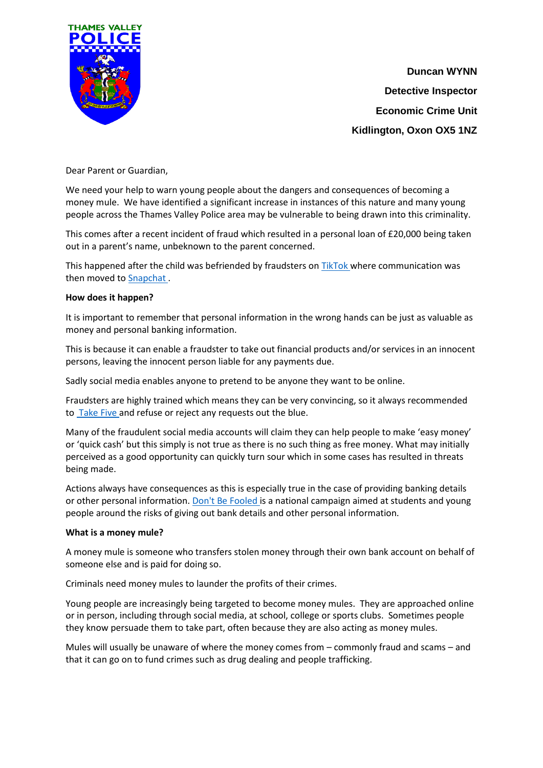THAMES VALLEY POLICE

**Duncan WYNN**
**Detective Inspector**
**Economic Crime Unit**
**Kidlington, Oxon OX5 1NZ**

Dear Parent or Guardian,

We need your help to warn young people about the dangers and consequences of becoming a money mule. We have identified a significant increase in instances of this nature and many young people across the Thames Valley Police area may be vulnerable to being drawn into this criminality.

This comes after a recent incident of fraud which resulted in a personal loan of £20,000 being taken out in a parent's name, unbeknown to the parent concerned.

This happened after the child was befriended by fraudsters on TikTok where communication was then moved to Snapchat .

**How does it happen?**

It is important to remember that personal information in the wrong hands can be just as valuable as money and personal banking information.

This is because it can enable a fraudster to take out financial products and/or services in an innocent persons, leaving the innocent person liable for any payments due.

Sadly social media enables anyone to pretend to be anyone they want to be online.

Fraudsters are highly trained which means they can be very convincing, so it always recommended to Take Five and refuse or reject any requests out the blue.

Many of the fraudulent social media accounts will claim they can help people to make 'easy money' or 'quick cash' but this simply is not true as there is no such thing as free money. What may initially perceived as a good opportunity can quickly turn sour which in some cases has resulted in threats being made.

Actions always have consequences as this is especially true in the case of providing banking details or other personal information. Don't Be Fooled is a national campaign aimed at students and young people around the risks of giving out bank details and other personal information.

**What is a money mule?**

A money mule is someone who transfers stolen money through their own bank account on behalf of someone else and is paid for doing so.

Criminals need money mules to launder the profits of their crimes.

Young people are increasingly being targeted to become money mules. They are approached online or in person, including through social media, at school, college or sports clubs. Sometimes people they know persuade them to take part, often because they are also acting as money mules.

Mules will usually be unaware of where the money comes from – commonly fraud and scams – and that it can go on to fund crimes such as drug dealing and people trafficking.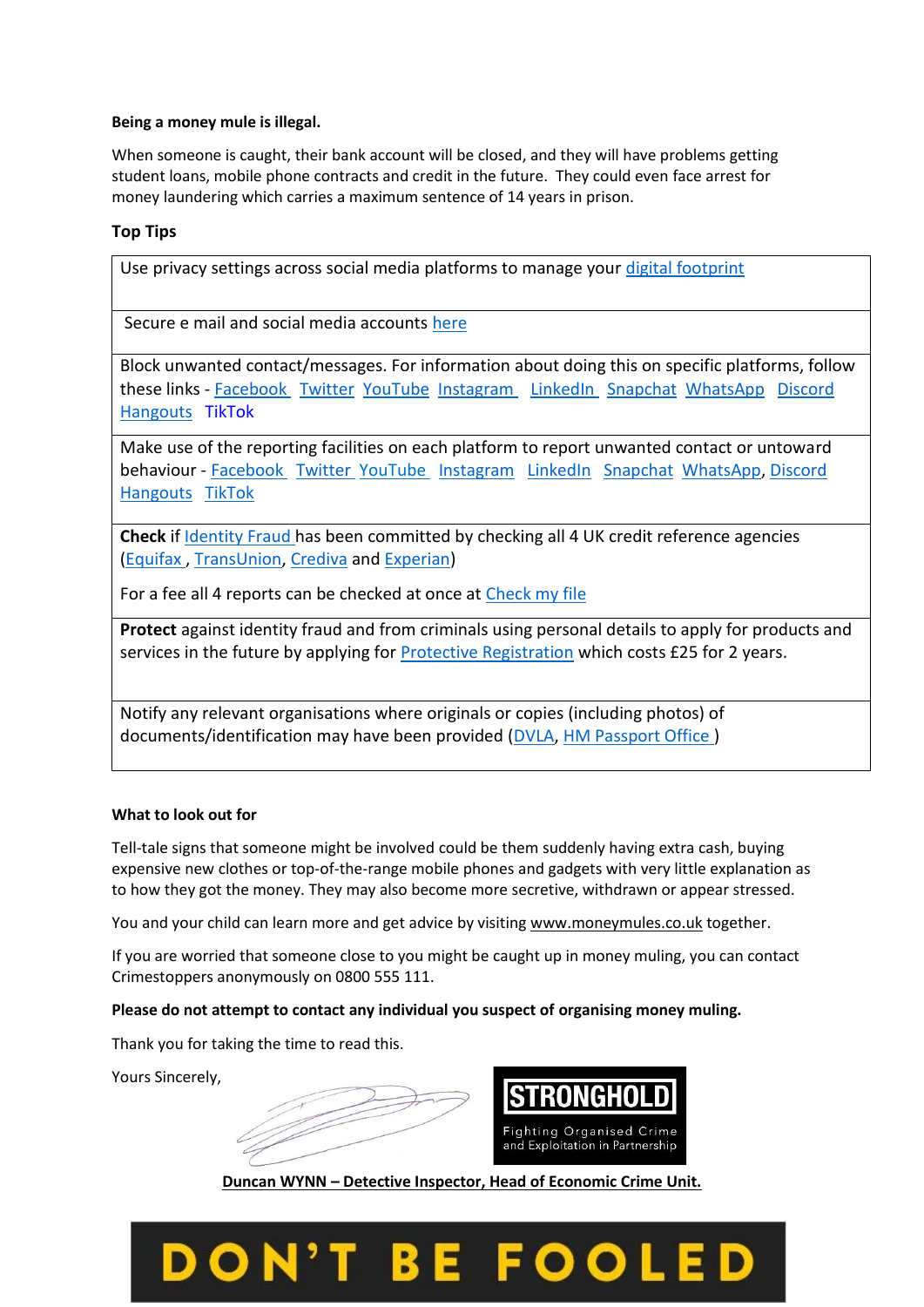**Being a money mule is illegal.**

When someone is caught, their bank account will be closed, and they will have problems getting student loans, mobile phone contracts and credit in the future. They could even face arrest for money laundering which carries a maximum sentence of 14 years in prison.

**Top Tips**

| |
|---|
| Use privacy settings across social media platforms to manage your digital footprint |
| Secure e mail and social media accounts here |
| Block unwanted contact/messages. For information about doing this on specific platforms, follow these links - Facebook Twitter YouTube Instagram LinkedIn Snapchat WhatsApp Discord Hangouts TikTok |
| Make use of the reporting facilities on each platform to report unwanted contact or untoward behaviour - Facebook Twitter YouTube Instagram LinkedIn Snapchat WhatsApp, Discord Hangouts TikTok |
| **Check** if Identity Fraud has been committed by checking all 4 UK credit reference agencies (Equifax , TransUnion, Crediva and Experian)<br><br>For a fee all 4 reports can be checked at once at Check my file |
| **Protect** against identity fraud and from criminals using personal details to apply for products and services in the future by applying for Protective Registration which costs £25 for 2 years. |
| Notify any relevant organisations where originals or copies (including photos) of documents/identification may have been provided (DVLA, HM Passport Office ) |

**What to look out for**

Tell-tale signs that someone might be involved could be them suddenly having extra cash, buying expensive new clothes or top-of-the-range mobile phones and gadgets with very little explanation as to how they got the money. They may also become more secretive, withdrawn or appear stressed.

You and your child can learn more and get advice by visiting www.moneymules.co.uk together.

If you are worried that someone close to you might be caught up in money muling, you can contact Crimestoppers anonymously on 0800 555 111.

**Please do not attempt to contact any individual you suspect of organising money muling.**

Thank you for taking the time to read this.

Yours Sincerely,

STRONGHOLD

Fighting Organised Crime and Exploitation in Partnership

**Duncan WYNN – Detective Inspector, Head of Economic Crime Unit.**

DON'T BE FOOLED